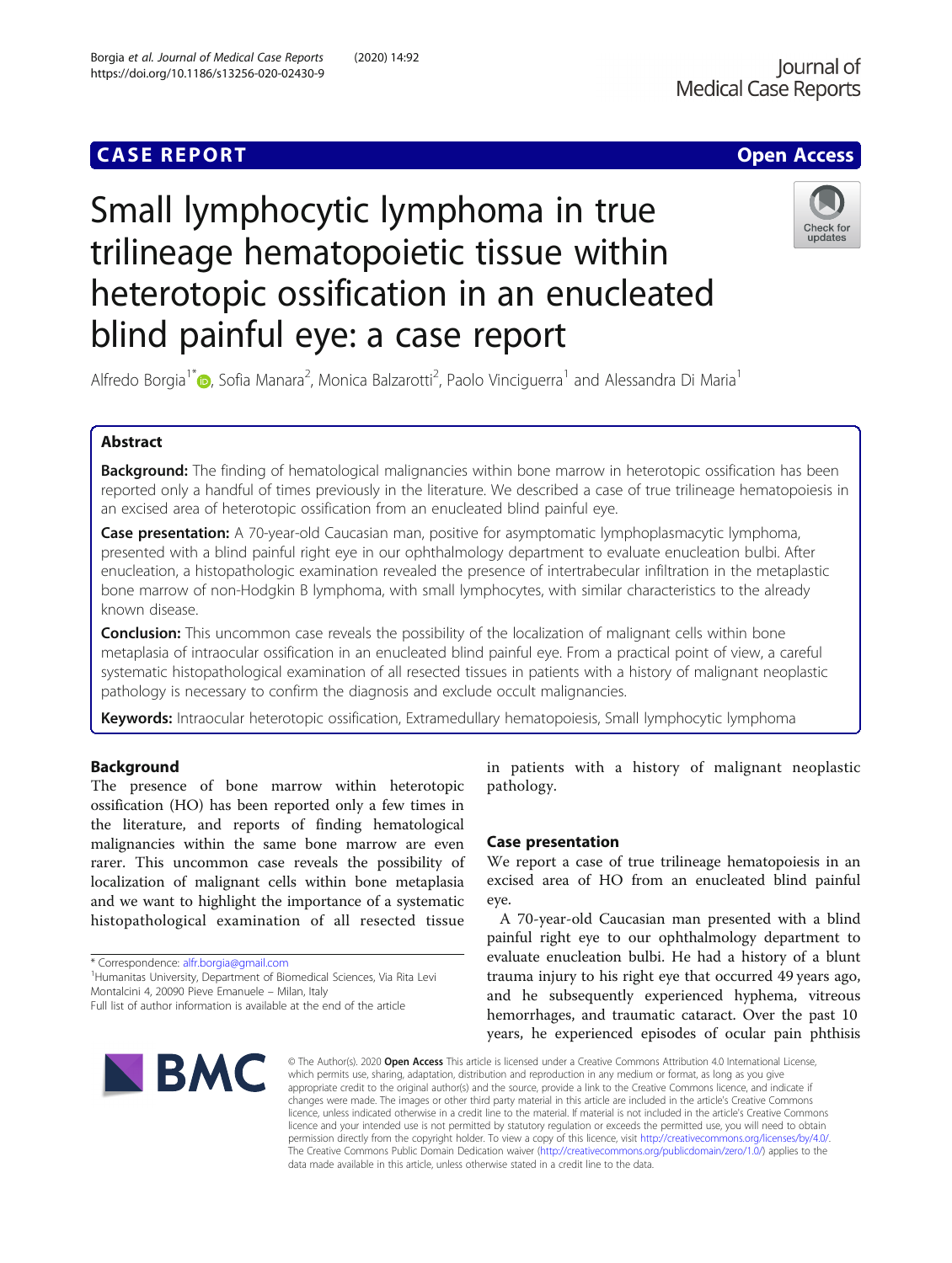CASE REPORT

Open Access

# Small lymphocytic lymphoma in true trilineage hematopoietic tissue within heterotopic ossification in an enucleated blind painful eye: a case report

Alfredo Borgia[1*], Sofia Manara[2], Monica Balzarotti[2], Paolo Vinciguerra[1] and Alessandra Di Maria[1]

## Abstract

**Background:** The finding of hematological malignancies within bone marrow in heterotopic ossification has been reported only a handful of times previously in the literature. We described a case of true trilineage hematopoiesis in an excised area of heterotopic ossification from an enucleated blind painful eye.

**Case presentation:** A 70-year-old Caucasian man, positive for asymptomatic lymphoplasmacytic lymphoma, presented with a blind painful right eye in our ophthalmology department to evaluate enucleation bulbi. After enucleation, a histopathologic examination revealed the presence of intertrabecular infiltration in the metaplastic bone marrow of non-Hodgkin B lymphoma, with small lymphocytes, with similar characteristics to the already known disease.

**Conclusion:** This uncommon case reveals the possibility of the localization of malignant cells within bone metaplasia of intraocular ossification in an enucleated blind painful eye. From a practical point of view, a careful systematic histopathological examination of all resected tissues in patients with a history of malignant neoplastic pathology is necessary to confirm the diagnosis and exclude occult malignancies.

**Keywords:** Intraocular heterotopic ossification, Extramedullary hematopoiesis, Small lymphocytic lymphoma

## Background

The presence of bone marrow within heterotopic ossification (HO) has been reported only a few times in the literature, and reports of finding hematological malignancies within the same bone marrow are even rarer. This uncommon case reveals the possibility of localization of malignant cells within bone metaplasia and we want to highlight the importance of a systematic histopathological examination of all resected tissue in patients with a history of malignant neoplastic pathology.

## Case presentation

We report a case of true trilineage hematopoiesis in an excised area of HO from an enucleated blind painful eye.

A 70-year-old Caucasian man presented with a blind painful right eye to our ophthalmology department to evaluate enucleation bulbi. He had a history of a blunt trauma injury to his right eye that occurred 49 years ago, and he subsequently experienced hyphema, vitreous hemorrhages, and traumatic cataract. Over the past 10 years, he experienced episodes of ocular pain phthisis

\* Correspondence: alfr.borgia@gmail.com
[1]Humanitas University, Department of Biomedical Sciences, Via Rita Levi Montalcini 4, 20090 Pieve Emanuele – Milan, Italy
Full list of author information is available at the end of the article

© The Author(s). 2020 **Open Access** This article is licensed under a Creative Commons Attribution 4.0 International License, which permits use, sharing, adaptation, distribution and reproduction in any medium or format, as long as you give appropriate credit to the original author(s) and the source, provide a link to the Creative Commons licence, and indicate if changes were made. The images or other third party material in this article are included in the article's Creative Commons licence, unless indicated otherwise in a credit line to the material. If material is not included in the article's Creative Commons licence and your intended use is not permitted by statutory regulation or exceeds the permitted use, you will need to obtain permission directly from the copyright holder. To view a copy of this licence, visit http://creativecommons.org/licenses/by/4.0/. The Creative Commons Public Domain Dedication waiver (http://creativecommons.org/publicdomain/zero/1.0/) applies to the data made available in this article, unless otherwise stated in a credit line to the data.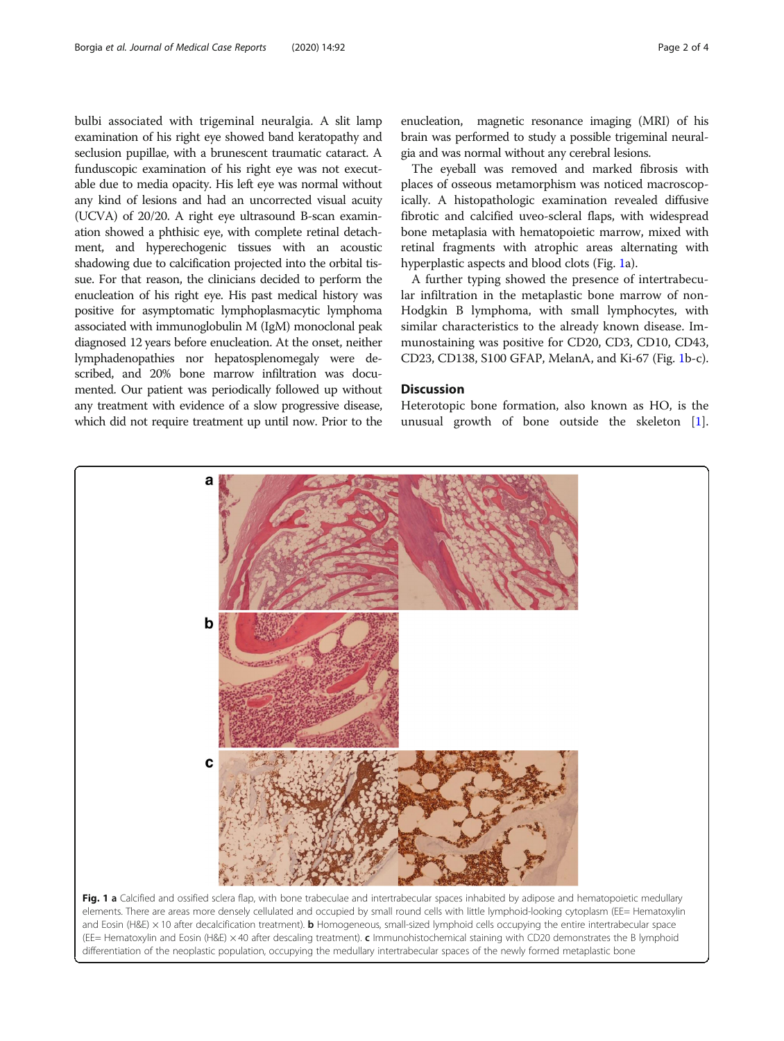bulbi associated with trigeminal neuralgia. A slit lamp examination of his right eye showed band keratopathy and seclusion pupillae, with a brunescent traumatic cataract. A funduscopic examination of his right eye was not executable due to media opacity. His left eye was normal without any kind of lesions and had an uncorrected visual acuity (UCVA) of 20/20. A right eye ultrasound B-scan examination showed a phthisic eye, with complete retinal detachment, and hyperechogenic tissues with an acoustic shadowing due to calcification projected into the orbital tissue. For that reason, the clinicians decided to perform the enucleation of his right eye. His past medical history was positive for asymptomatic lymphoplasmacytic lymphoma associated with immunoglobulin M (IgM) monoclonal peak diagnosed 12 years before enucleation. At the onset, neither lymphadenopathies nor hepatosplenomegaly were described, and 20% bone marrow infiltration was documented. Our patient was periodically followed up without any treatment with evidence of a slow progressive disease, which did not require treatment up until now. Prior to the enucleation, magnetic resonance imaging (MRI) of his brain was performed to study a possible trigeminal neuralgia and was normal without any cerebral lesions.

The eyeball was removed and marked fibrosis with places of osseous metamorphism was noticed macroscopically. A histopathologic examination revealed diffusive fibrotic and calcified uveo-scleral flaps, with widespread bone metaplasia with hematopoietic marrow, mixed with retinal fragments with atrophic areas alternating with hyperplastic aspects and blood clots (Fig. 1a).

A further typing showed the presence of intertrabecular infiltration in the metaplastic bone marrow of non-Hodgkin B lymphoma, with small lymphocytes, with similar characteristics to the already known disease. Immunostaining was positive for CD20, CD3, CD10, CD43, CD23, CD138, S100 GFAP, MelanA, and Ki-67 (Fig. 1b-c).

## Discussion

Heterotopic bone formation, also known as HO, is the unusual growth of bone outside the skeleton [1].

**Fig. 1** **a** Calcified and ossified sclera flap, with bone trabeculae and intertrabecular spaces inhabited by adipose and hematopoietic medullary elements. There are areas more densely cellulated and occupied by small round cells with little lymphoid-looking cytoplasm (EE= Hematoxylin and Eosin (H&E) × 10 after decalcification treatment). **b** Homogeneous, small-sized lymphoid cells occupying the entire intertrabecular space (EE= Hematoxylin and Eosin (H&E) × 40 after descaling treatment). **c** Immunohistochemical staining with CD20 demonstrates the B lymphoid differentiation of the neoplastic population, occupying the medullary intertrabecular spaces of the newly formed metaplastic bone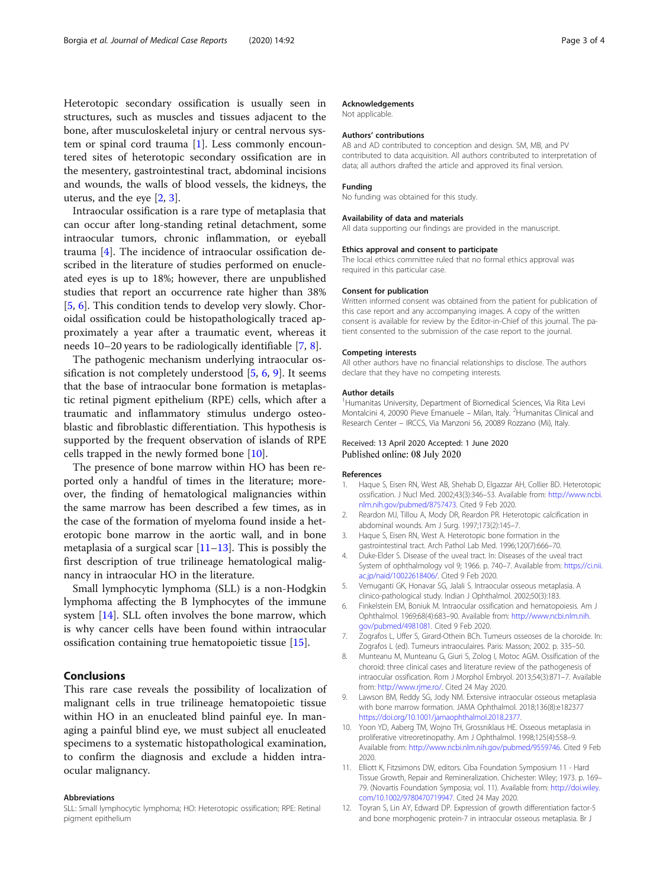Heterotopic secondary ossification is usually seen in structures, such as muscles and tissues adjacent to the bone, after musculoskeletal injury or central nervous system or spinal cord trauma [1]. Less commonly encountered sites of heterotopic secondary ossification are in the mesentery, gastrointestinal tract, abdominal incisions and wounds, the walls of blood vessels, the kidneys, the uterus, and the eye [2, 3].

Intraocular ossification is a rare type of metaplasia that can occur after long-standing retinal detachment, some intraocular tumors, chronic inflammation, or eyeball trauma [4]. The incidence of intraocular ossification described in the literature of studies performed on enucleated eyes is up to 18%; however, there are unpublished studies that report an occurrence rate higher than 38% [5, 6]. This condition tends to develop very slowly. Choroidal ossification could be histopathologically traced approximately a year after a traumatic event, whereas it needs 10–20 years to be radiologically identifiable [7, 8].

The pathogenic mechanism underlying intraocular ossification is not completely understood [5, 6, 9]. It seems that the base of intraocular bone formation is metaplastic retinal pigment epithelium (RPE) cells, which after a traumatic and inflammatory stimulus undergo osteoblastic and fibroblastic differentiation. This hypothesis is supported by the frequent observation of islands of RPE cells trapped in the newly formed bone [10].

The presence of bone marrow within HO has been reported only a handful of times in the literature; moreover, the finding of hematological malignancies within the same marrow has been described a few times, as in the case of the formation of myeloma found inside a heterotopic bone marrow in the aortic wall, and in bone metaplasia of a surgical scar [11–13]. This is possibly the first description of true trilineage hematological malignancy in intraocular HO in the literature.

Small lymphocytic lymphoma (SLL) is a non-Hodgkin lymphoma affecting the B lymphocytes of the immune system [14]. SLL often involves the bone marrow, which is why cancer cells have been found within intraocular ossification containing true hematopoietic tissue [15].

## Conclusions

This rare case reveals the possibility of localization of malignant cells in true trilineage hematopoietic tissue within HO in an enucleated blind painful eye. In managing a painful blind eye, we must subject all enucleated specimens to a systematic histopathological examination, to confirm the diagnosis and exclude a hidden intraocular malignancy.

#### Abbreviations

SLL: Small lymphocytic lymphoma; HO: Heterotopic ossification; RPE: Retinal pigment epithelium

#### Acknowledgements

Not applicable.

#### Authors' contributions

AB and AD contributed to conception and design. SM, MB, and PV contributed to data acquisition. All authors contributed to interpretation of data; all authors drafted the article and approved its final version.

#### Funding

No funding was obtained for this study.

#### Availability of data and materials

All data supporting our findings are provided in the manuscript.

#### Ethics approval and consent to participate

The local ethics committee ruled that no formal ethics approval was required in this particular case.

#### Consent for publication

Written informed consent was obtained from the patient for publication of this case report and any accompanying images. A copy of the written consent is available for review by the Editor-in-Chief of this journal. The patient consented to the submission of the case report to the journal.

#### Competing interests

All other authors have no financial relationships to disclose. The authors declare that they have no competing interests.

#### Author details

[1]Humanitas University, Department of Biomedical Sciences, Via Rita Levi Montalcini 4, 20090 Pieve Emanuele – Milan, Italy. [2]Humanitas Clinical and Research Center – IRCCS, Via Manzoni 56, 20089 Rozzano (Mi), Italy.

Received: 13 April 2020 Accepted: 1 June 2020
Published online: 08 July 2020

#### References

1. Haque S, Eisen RN, West AB, Shehab D, Elgazzar AH, Collier BD. Heterotopic ossification. J Nucl Med. 2002;43(3):346–53. Available from: http://www.ncbi.nlm.nih.gov/pubmed/8757473. Cited 9 Feb 2020.
2. Reardon MJ, Tillou A, Mody DR, Reardon PR. Heterotopic calcification in abdominal wounds. Am J Surg. 1997;173(2):145–7.
3. Haque S, Eisen RN, West A. Heterotopic bone formation in the gastrointestinal tract. Arch Pathol Lab Med. 1996;120(7):666–70.
4. Duke-Elder S. Disease of the uveal tract. In: Diseases of the uveal tract System of ophthalmology vol 9; 1966. p. 740–7. Available from: https://ci.nii.ac.jp/naid/10022618406/. Cited 9 Feb 2020.
5. Vemuganti GK, Honavar SG, Jalali S. Intraocular osseous metaplasia. A clinico-pathological study. Indian J Ophthalmol. 2002;50(3):183.
6. Finkelstein EM, Boniuk M. Intraocular ossification and hematopoiesis. Am J Ophthalmol. 1969;68(4):683–90. Available from: http://www.ncbi.nlm.nih.gov/pubmed/4981081. Cited 9 Feb 2020.
7. Zografos L, Uffer S, Girard-Othein BCh. Tumeurs osseuses de la choroide. In: Zografos L (ed). Tumeurs intraoculaires. Paris: Masson; 2002. p. 335–50.
8. Munteanu M, Munteanu G, Giuri S, Zolog I, Motoc AGM. Ossification of the choroid: three clinical cases and literature review of the pathogenesis of intraocular ossification. Rom J Morphol Embryol. 2013;54(3):871–7. Available from: http://www.rjme.ro/. Cited 24 May 2020.
9. Lawson BM, Reddy SG, Jody NM. Extensive intraocular osseous metaplasia with bone marrow formation. JAMA Ophthalmol. 2018;136(8):e182377 https://doi.org/10.1001/jamaophthalmol.2018.2377.
10. Yoon YD, Aaberg TM, Wojno TH, Grossniklaus HE. Osseous metaplasia in proliferative vitreoretinopathy. Am J Ophthalmol. 1998;125(4):558–9. Available from: http://www.ncbi.nlm.nih.gov/pubmed/9559746. Cited 9 Feb 2020.
11. Elliott K, Fitzsimons DW, editors. Ciba Foundation Symposium 11 - Hard Tissue Growth, Repair and Remineralization. Chichester: Wiley; 1973. p. 169–79. (Novartis Foundation Symposia; vol. 11). Available from: http://doi.wiley.com/10.1002/9780470719947. Cited 24 May 2020.
12. Toyran S, Lin AY, Edward DP. Expression of growth differentiation factor-5 and bone morphogenic protein-7 in intraocular osseous metaplasia. Br J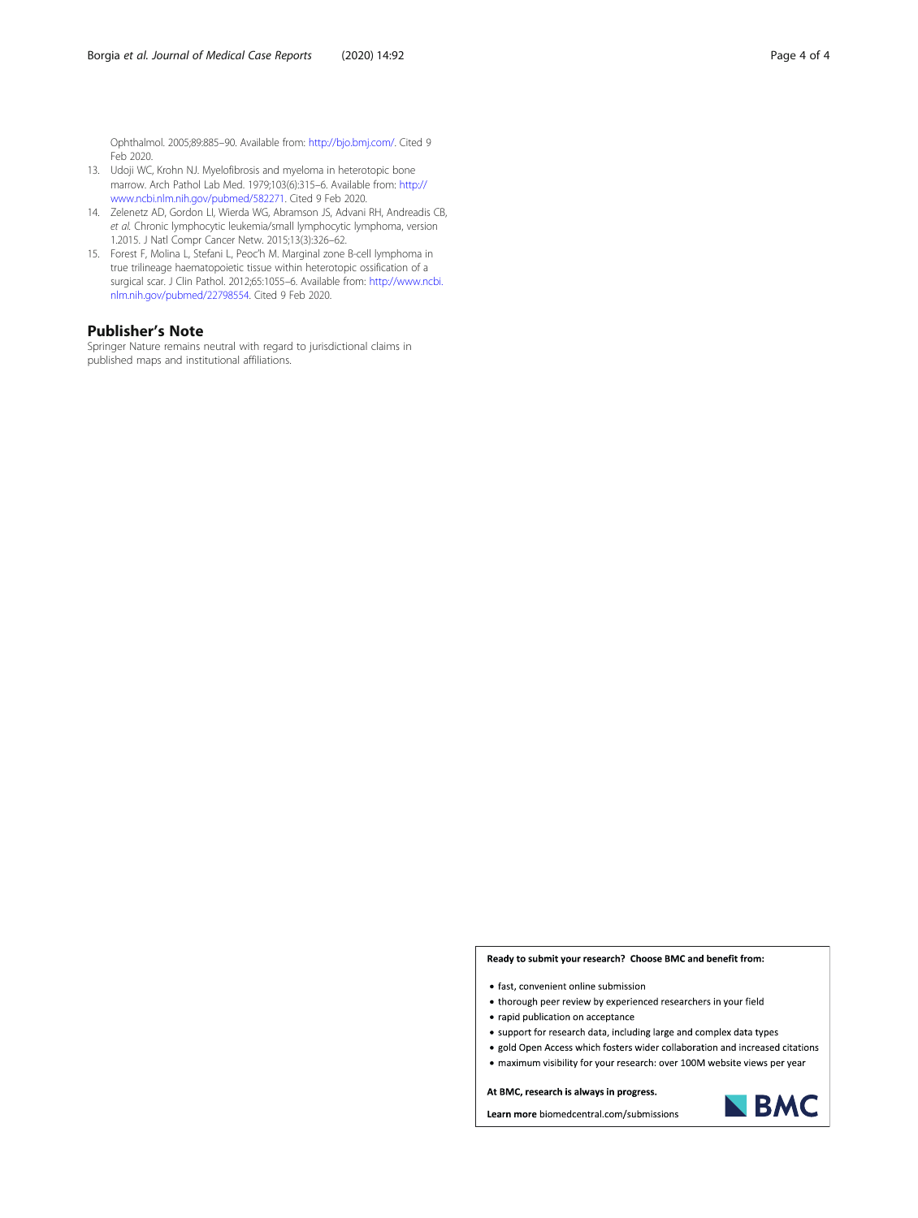Ophthalmol. 2005;89:885–90. Available from: http://bjo.bmj.com/. Cited 9 Feb 2020.

13. Udoji WC, Krohn NJ. Myelofibrosis and myeloma in heterotopic bone marrow. Arch Pathol Lab Med. 1979;103(6):315–6. Available from: http://www.ncbi.nlm.nih.gov/pubmed/582271. Cited 9 Feb 2020.
14. Zelenetz AD, Gordon LI, Wierda WG, Abramson JS, Advani RH, Andreadis CB, *et al.* Chronic lymphocytic leukemia/small lymphocytic lymphoma, version 1.2015. J Natl Compr Cancer Netw. 2015;13(3):326–62.
15. Forest F, Molina L, Stefani L, Peoc'h M. Marginal zone B-cell lymphoma in true trilineage haematopoietic tissue within heterotopic ossification of a surgical scar. J Clin Pathol. 2012;65:1055–6. Available from: http://www.ncbi.nlm.nih.gov/pubmed/22798554. Cited 9 Feb 2020.

## Publisher's Note

Springer Nature remains neutral with regard to jurisdictional claims in published maps and institutional affiliations.

**Ready to submit your research? Choose BMC and benefit from:**

- fast, convenient online submission
- thorough peer review by experienced researchers in your field
- rapid publication on acceptance
- support for research data, including large and complex data types
- gold Open Access which fosters wider collaboration and increased citations
- maximum visibility for your research: over 100M website views per year

**At BMC, research is always in progress.**

**Learn more** biomedcentral.com/submissions

BMC